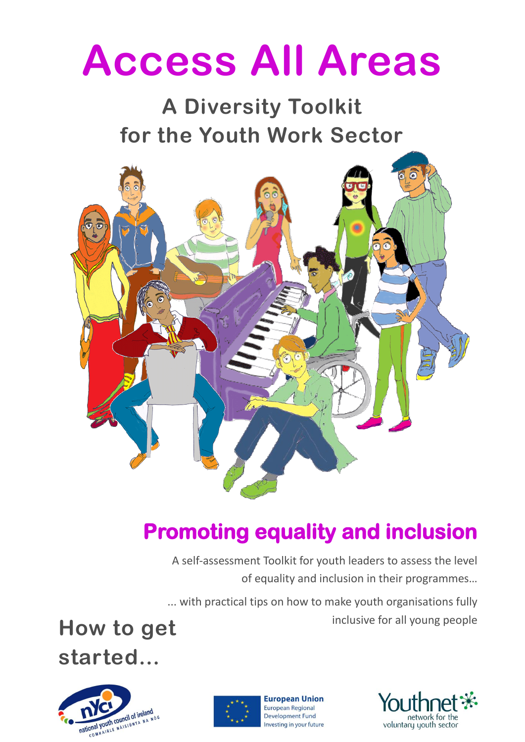# Access All Areas

## A Diversity Toolkit for the Youth Work Sector

## Promoting equality and inclusion

A self-assessment Toolkit for youth leaders to assess the level of equality and inclusion in their programmes...

... with practical tips on how to make youth organisations fully inclusive for all young people

## How to get started...

national youth council of ireland
COMHAIRLE NÁISIÚNTA NA NÓG

**European Union**
European Regional Development Fund
Investing in your future

Youthnet
network for the voluntary youth sector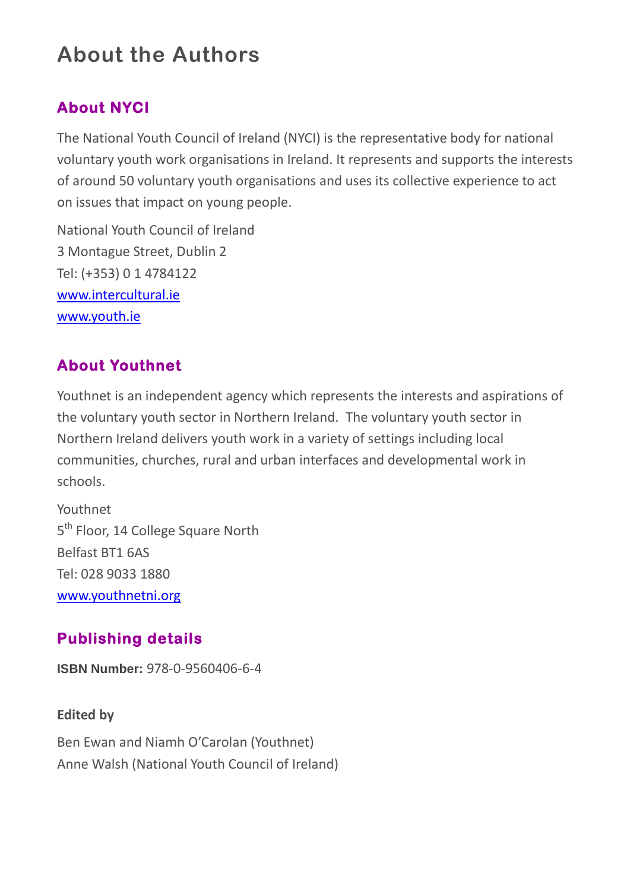# About the Authors

## About NYCI

The National Youth Council of Ireland (NYCI) is the representative body for national voluntary youth work organisations in Ireland. It represents and supports the interests of around 50 voluntary youth organisations and uses its collective experience to act on issues that impact on young people.

National Youth Council of Ireland
3 Montague Street, Dublin 2
Tel: (+353) 0 1 4784122
www.intercultural.ie
www.youth.ie

## About Youthnet

Youthnet is an independent agency which represents the interests and aspirations of the voluntary youth sector in Northern Ireland. The voluntary youth sector in Northern Ireland delivers youth work in a variety of settings including local communities, churches, rural and urban interfaces and developmental work in schools.

Youthnet
5th Floor, 14 College Square North
Belfast BT1 6AS
Tel: 028 9033 1880
www.youthnetni.org

## Publishing details

**ISBN Number:** 978-0-9560406-6-4

**Edited by**

Ben Ewan and Niamh O'Carolan (Youthnet)
Anne Walsh (National Youth Council of Ireland)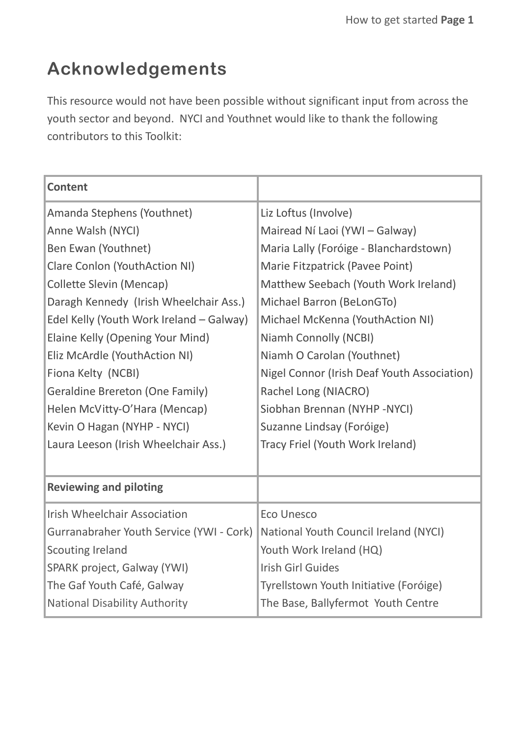## Acknowledgements

This resource would not have been possible without significant input from across the youth sector and beyond. NYCI and Youthnet would like to thank the following contributors to this Toolkit:

| **Content** | |
|---|---|
| Amanda Stephens (Youthnet) | Liz Loftus (Involve) |
| Anne Walsh (NYCI) | Mairead Ní Laoi (YWI – Galway) |
| Ben Ewan (Youthnet) | Maria Lally (Foróige - Blanchardstown) |
| Clare Conlon (YouthAction NI) | Marie Fitzpatrick (Pavee Point) |
| Collette Slevin (Mencap) | Matthew Seebach (Youth Work Ireland) |
| Daragh Kennedy (Irish Wheelchair Ass.) | Michael Barron (BeLonGTo) |
| Edel Kelly (Youth Work Ireland – Galway) | Michael McKenna (YouthAction NI) |
| Elaine Kelly (Opening Your Mind) | Niamh Connolly (NCBI) |
| Eliz McArdle (YouthAction NI) | Niamh O Carolan (Youthnet) |
| Fiona Kelty (NCBI) | Nigel Connor (Irish Deaf Youth Association) |
| Geraldine Brereton (One Family) | Rachel Long (NIACRO) |
| Helen McVitty-O'Hara (Mencap) | Siobhan Brennan (NYHP -NYCI) |
| Kevin O Hagan (NYHP - NYCI) | Suzanne Lindsay (Foróige) |
| Laura Leeson (Irish Wheelchair Ass.) | Tracy Friel (Youth Work Ireland) |
| **Reviewing and piloting** | |
| Irish Wheelchair Association | Eco Unesco |
| Gurranabraher Youth Service (YWI - Cork) | National Youth Council Ireland (NYCI) |
| Scouting Ireland | Youth Work Ireland (HQ) |
| SPARK project, Galway (YWI) | Irish Girl Guides |
| The Gaf Youth Café, Galway | Tyrellstown Youth Initiative (Foróige) |
| National Disability Authority | The Base, Ballyfermot Youth Centre |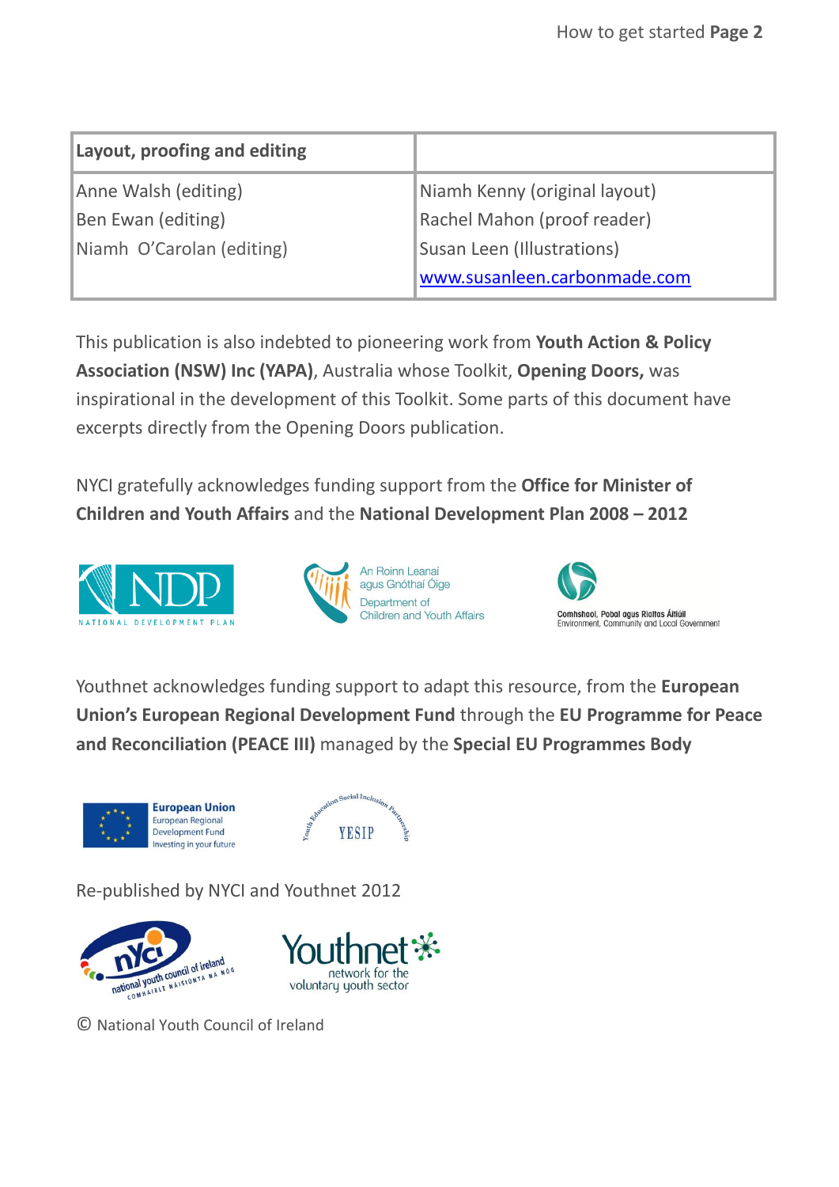| Layout, proofing and editing | |
|---|---|
| Anne Walsh (editing)<br>Ben Ewan (editing)<br>Niamh  O'Carolan (editing) | Niamh Kenny (original layout)<br>Rachel Mahon (proof reader)<br>Susan Leen (Illustrations)<br>www.susanleen.carbonmade.com |

This publication is also indebted to pioneering work from **Youth Action & Policy Association (NSW) Inc (YAPA)**, Australia whose Toolkit, **Opening Doors,** was inspirational in the development of this Toolkit. Some parts of this document have excerpts directly from the Opening Doors publication.

NYCI gratefully acknowledges funding support from the **Office for Minister of Children and Youth Affairs** and the **National Development Plan 2008 – 2012**

NDP NATIONAL DEVELOPMENT PLAN

An Roinn Leanaí agus Gnóthaí Óige
Department of Children and Youth Affairs

Comhshaol, Pobal agus Rialtas Áitiúil
Environment, Community and Local Government

Youthnet acknowledges funding support to adapt this resource, from the **European Union's European Regional Development Fund** through the **EU Programme for Peace and Reconciliation (PEACE III)** managed by the **Special EU Programmes Body**

European Union
European Regional Development Fund
Investing in your future

Youth Education Social Inclusion Partnership
YESIP

Re-published by NYCI and Youthnet 2012

nYCi national youth council of ireland COMHAIRLE NÁISIÚNTA NA NÓG

Youthnet network for the voluntary youth sector

© National Youth Council of Ireland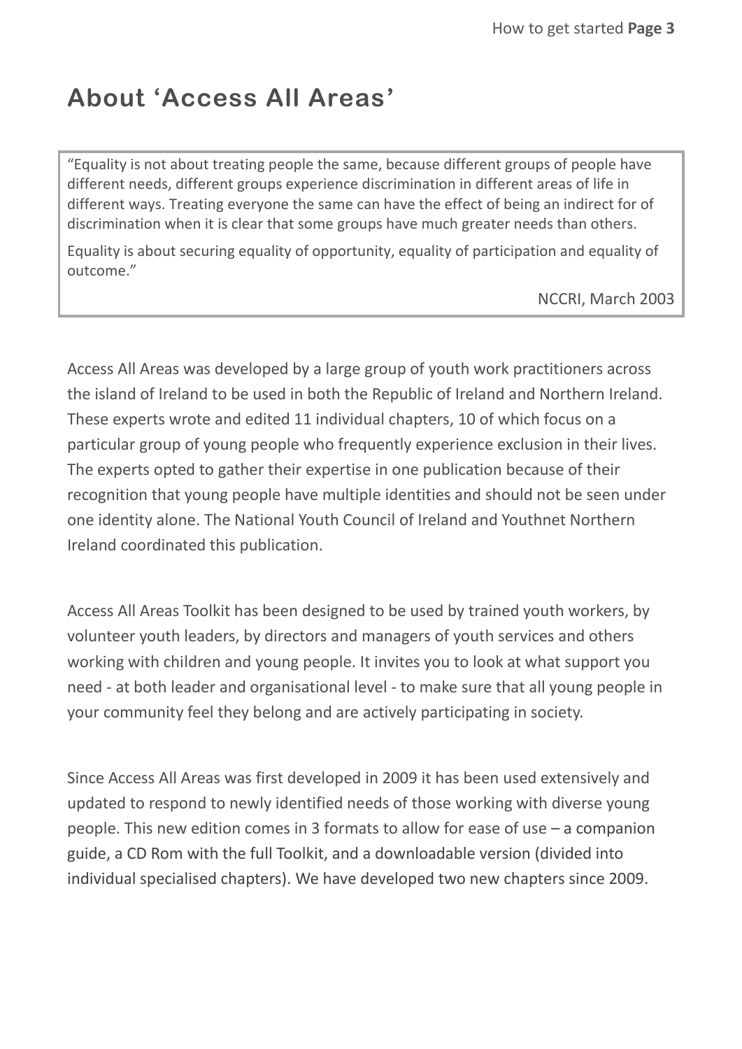# About 'Access All Areas'

> "Equality is not about treating people the same, because different groups of people have different needs, different groups experience discrimination in different areas of life in different ways. Treating everyone the same can have the effect of being an indirect for of discrimination when it is clear that some groups have much greater needs than others.
>
> Equality is about securing equality of opportunity, equality of participation and equality of outcome."
>
> NCCRI, March 2003

Access All Areas was developed by a large group of youth work practitioners across the island of Ireland to be used in both the Republic of Ireland and Northern Ireland. These experts wrote and edited 11 individual chapters, 10 of which focus on a particular group of young people who frequently experience exclusion in their lives. The experts opted to gather their expertise in one publication because of their recognition that young people have multiple identities and should not be seen under one identity alone. The National Youth Council of Ireland and Youthnet Northern Ireland coordinated this publication.

Access All Areas Toolkit has been designed to be used by trained youth workers, by volunteer youth leaders, by directors and managers of youth services and others working with children and young people. It invites you to look at what support you need - at both leader and organisational level - to make sure that all young people in your community feel they belong and are actively participating in society.

Since Access All Areas was first developed in 2009 it has been used extensively and updated to respond to newly identified needs of those working with diverse young people. This new edition comes in 3 formats to allow for ease of use – a companion guide, a CD Rom with the full Toolkit, and a downloadable version (divided into individual specialised chapters). We have developed two new chapters since 2009.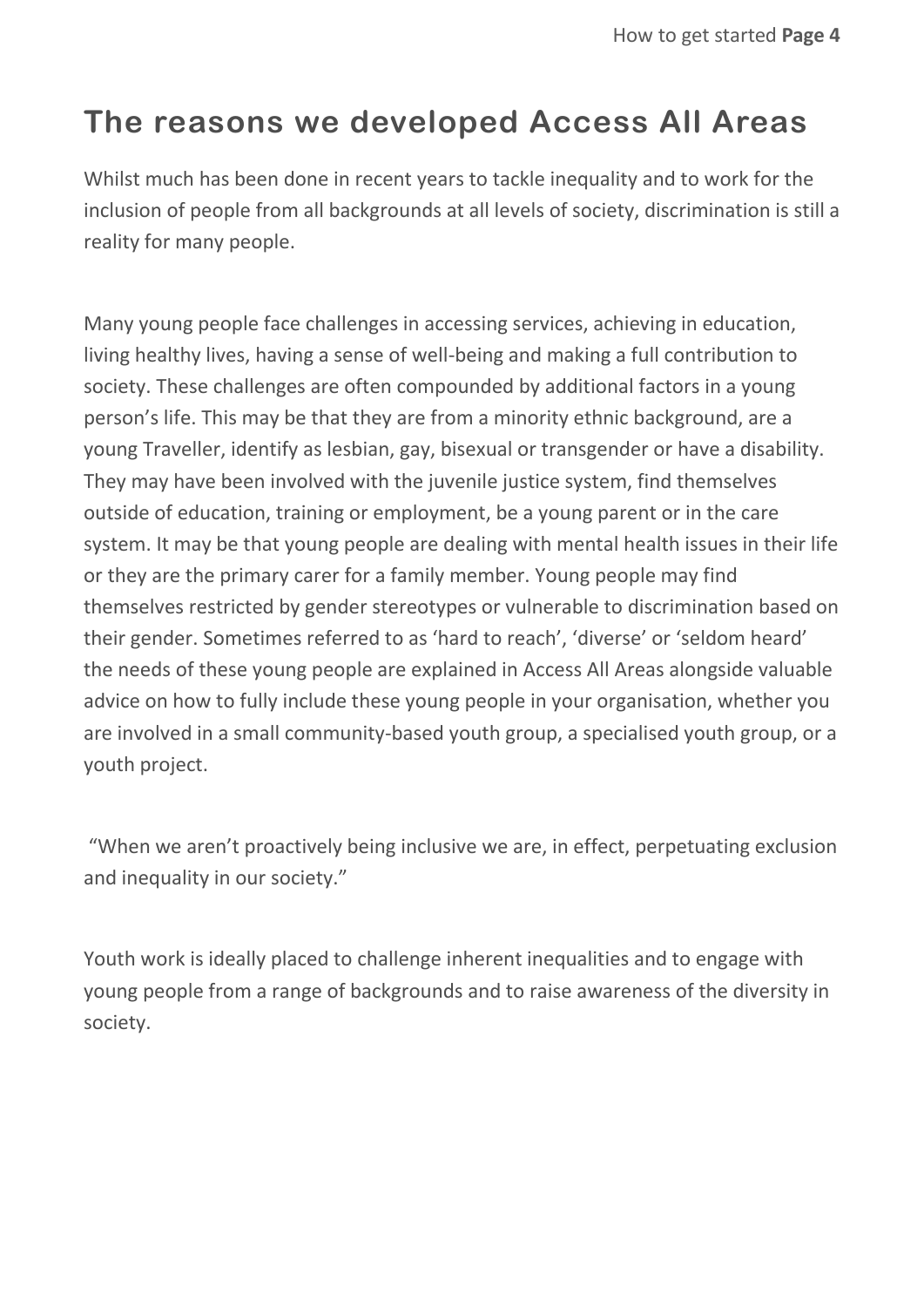# The reasons we developed Access All Areas

Whilst much has been done in recent years to tackle inequality and to work for the inclusion of people from all backgrounds at all levels of society, discrimination is still a reality for many people.

Many young people face challenges in accessing services, achieving in education, living healthy lives, having a sense of well-being and making a full contribution to society. These challenges are often compounded by additional factors in a young person's life. This may be that they are from a minority ethnic background, are a young Traveller, identify as lesbian, gay, bisexual or transgender or have a disability. They may have been involved with the juvenile justice system, find themselves outside of education, training or employment, be a young parent or in the care system. It may be that young people are dealing with mental health issues in their life or they are the primary carer for a family member. Young people may find themselves restricted by gender stereotypes or vulnerable to discrimination based on their gender. Sometimes referred to as 'hard to reach', 'diverse' or 'seldom heard' the needs of these young people are explained in Access All Areas alongside valuable advice on how to fully include these young people in your organisation, whether you are involved in a small community-based youth group, a specialised youth group, or a youth project.

"When we aren't proactively being inclusive we are, in effect, perpetuating exclusion and inequality in our society."

Youth work is ideally placed to challenge inherent inequalities and to engage with young people from a range of backgrounds and to raise awareness of the diversity in society.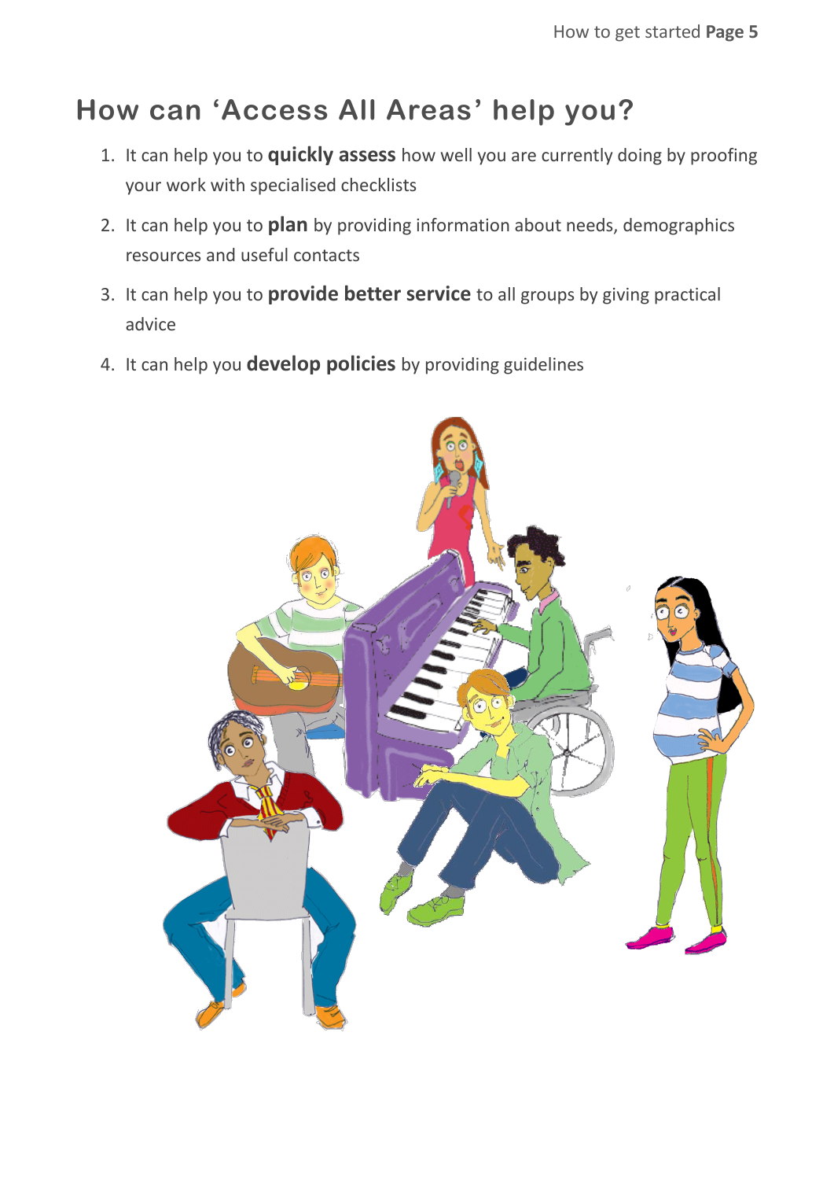## How can 'Access All Areas' help you?

1. It can help you to **quickly assess** how well you are currently doing by proofing your work with specialised checklists
2. It can help you to **plan** by providing information about needs, demographics resources and useful contacts
3. It can help you to **provide better service** to all groups by giving practical advice
4. It can help you **develop policies** by providing guidelines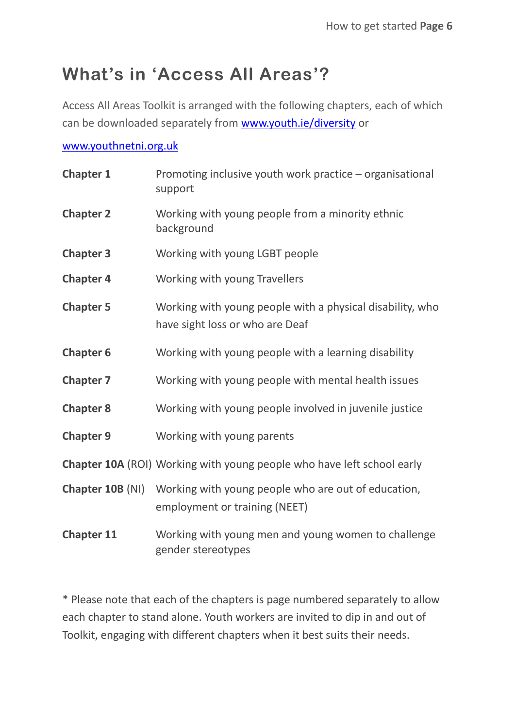# What's in 'Access All Areas'?

Access All Areas Toolkit is arranged with the following chapters, each of which can be downloaded separately from www.youth.ie/diversity or

www.youthnetni.org.uk

| | |
|---|---|
| **Chapter 1** | Promoting inclusive youth work practice – organisational support |
| **Chapter 2** | Working with young people from a minority ethnic background |
| **Chapter 3** | Working with young LGBT people |
| **Chapter 4** | Working with young Travellers |
| **Chapter 5** | Working with young people with a physical disability, who have sight loss or who are Deaf |
| **Chapter 6** | Working with young people with a learning disability |
| **Chapter 7** | Working with young people with mental health issues |
| **Chapter 8** | Working with young people involved in juvenile justice |
| **Chapter 9** | Working with young parents |
| **Chapter 10A** (ROI) | Working with young people who have left school early |
| **Chapter 10B** (NI) | Working with young people who are out of education, employment or training (NEET) |
| **Chapter 11** | Working with young men and young women to challenge gender stereotypes |

* Please note that each of the chapters is page numbered separately to allow each chapter to stand alone. Youth workers are invited to dip in and out of Toolkit, engaging with different chapters when it best suits their needs.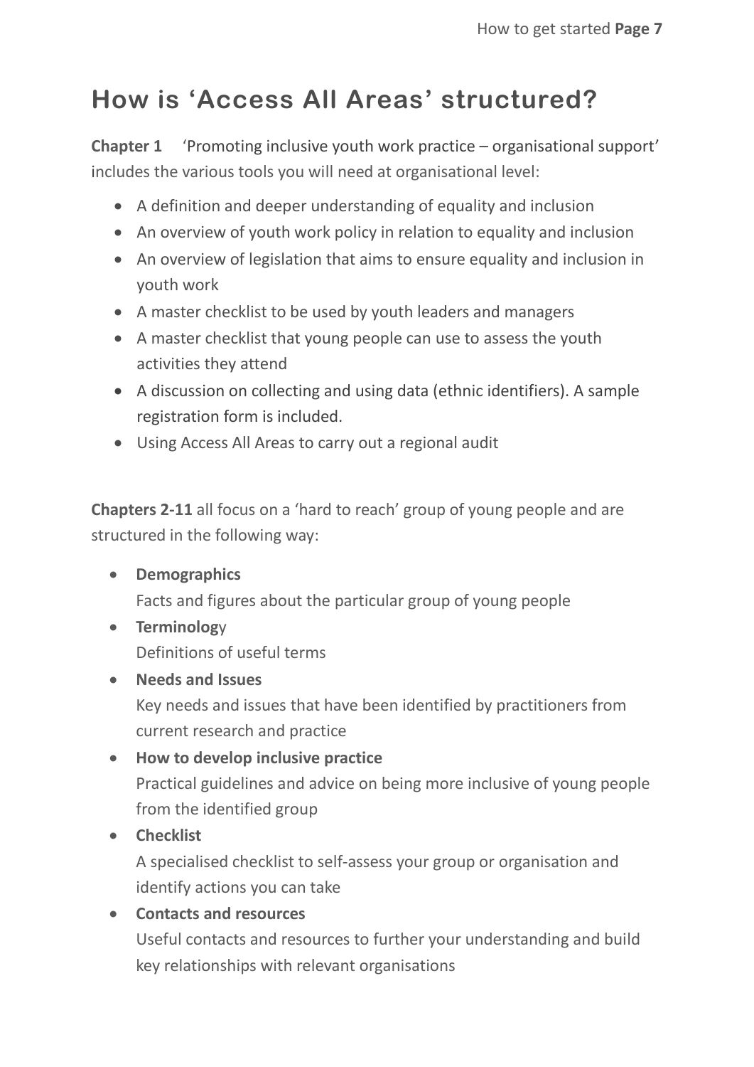# How is 'Access All Areas' structured?

**Chapter 1** 'Promoting inclusive youth work practice – organisational support' includes the various tools you will need at organisational level:

- A definition and deeper understanding of equality and inclusion
- An overview of youth work policy in relation to equality and inclusion
- An overview of legislation that aims to ensure equality and inclusion in youth work
- A master checklist to be used by youth leaders and managers
- A master checklist that young people can use to assess the youth activities they attend
- A discussion on collecting and using data (ethnic identifiers). A sample registration form is included.
- Using Access All Areas to carry out a regional audit

**Chapters 2-11** all focus on a 'hard to reach' group of young people and are structured in the following way:

- **Demographics**
  Facts and figures about the particular group of young people
- **Terminolog**y
  Definitions of useful terms
- **Needs and Issues**
  Key needs and issues that have been identified by practitioners from current research and practice
- **How to develop inclusive practice**
  Practical guidelines and advice on being more inclusive of young people from the identified group
- **Checklist**
  A specialised checklist to self-assess your group or organisation and identify actions you can take
- **Contacts and resources**
  Useful contacts and resources to further your understanding and build key relationships with relevant organisations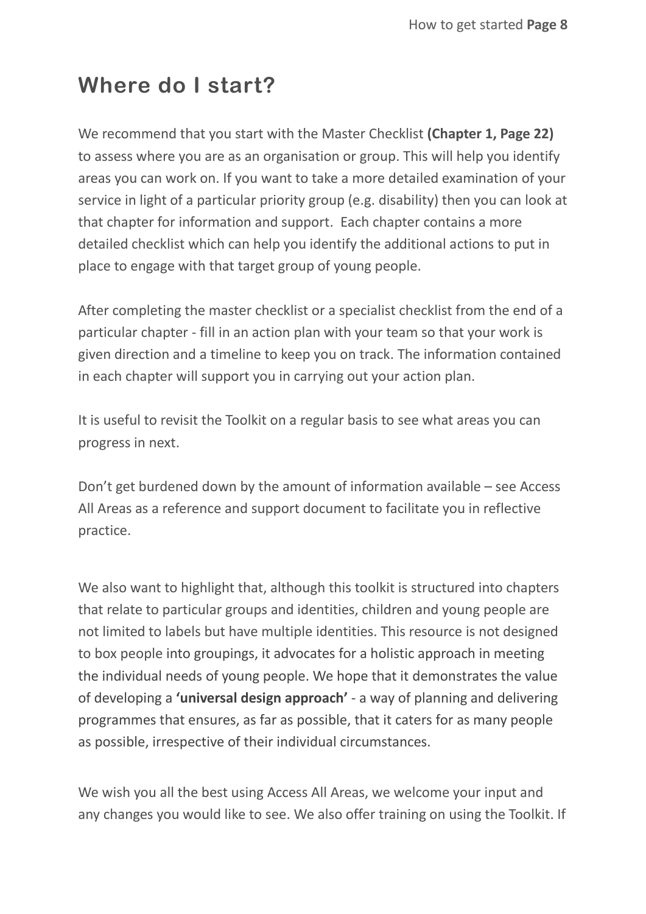# Where do I start?

We recommend that you start with the Master Checklist **(Chapter 1, Page 22)** to assess where you are as an organisation or group. This will help you identify areas you can work on. If you want to take a more detailed examination of your service in light of a particular priority group (e.g. disability) then you can look at that chapter for information and support. Each chapter contains a more detailed checklist which can help you identify the additional actions to put in place to engage with that target group of young people.

After completing the master checklist or a specialist checklist from the end of a particular chapter - fill in an action plan with your team so that your work is given direction and a timeline to keep you on track. The information contained in each chapter will support you in carrying out your action plan.

It is useful to revisit the Toolkit on a regular basis to see what areas you can progress in next.

Don't get burdened down by the amount of information available – see Access All Areas as a reference and support document to facilitate you in reflective practice.

We also want to highlight that, although this toolkit is structured into chapters that relate to particular groups and identities, children and young people are not limited to labels but have multiple identities. This resource is not designed to box people into groupings, it advocates for a holistic approach in meeting the individual needs of young people. We hope that it demonstrates the value of developing a **'universal design approach'** - a way of planning and delivering programmes that ensures, as far as possible, that it caters for as many people as possible, irrespective of their individual circumstances.

We wish you all the best using Access All Areas, we welcome your input and any changes you would like to see. We also offer training on using the Toolkit. If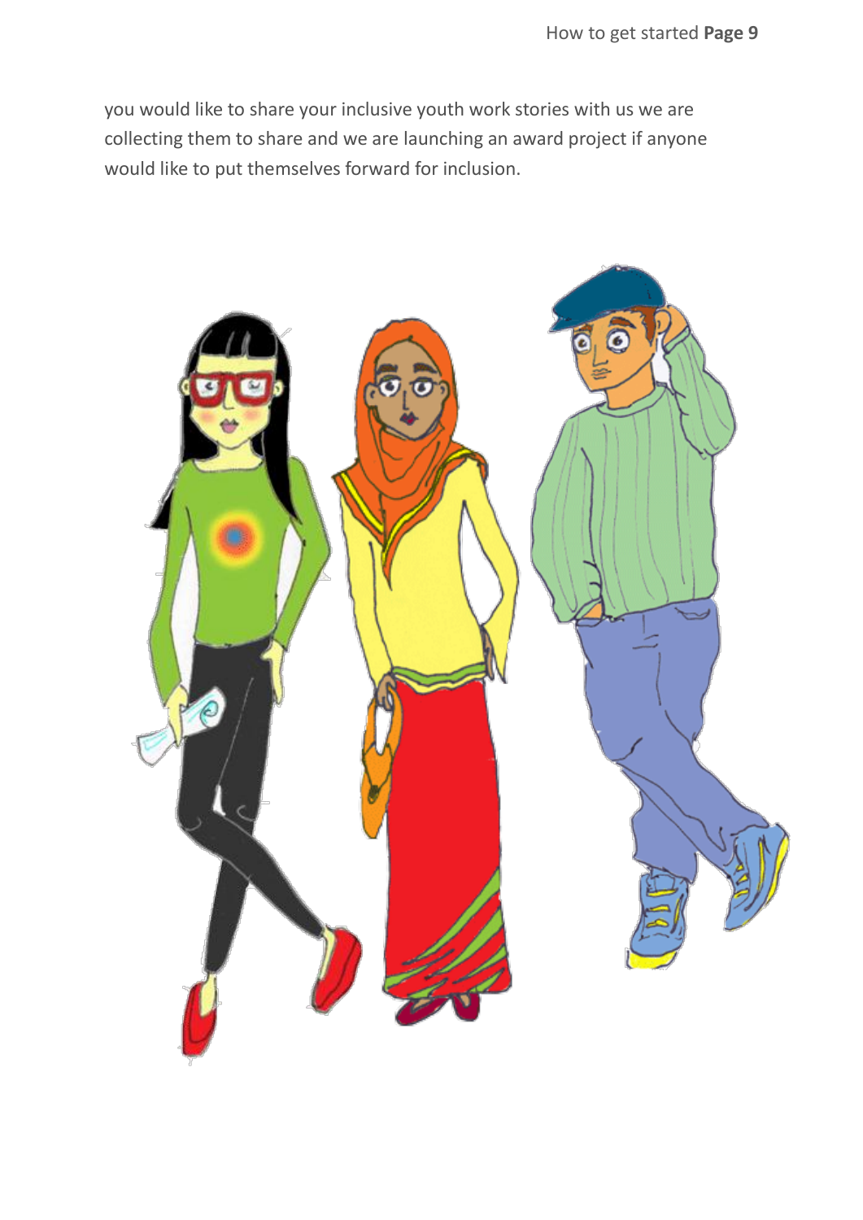you would like to share your inclusive youth work stories with us we are collecting them to share and we are launching an award project if anyone would like to put themselves forward for inclusion.